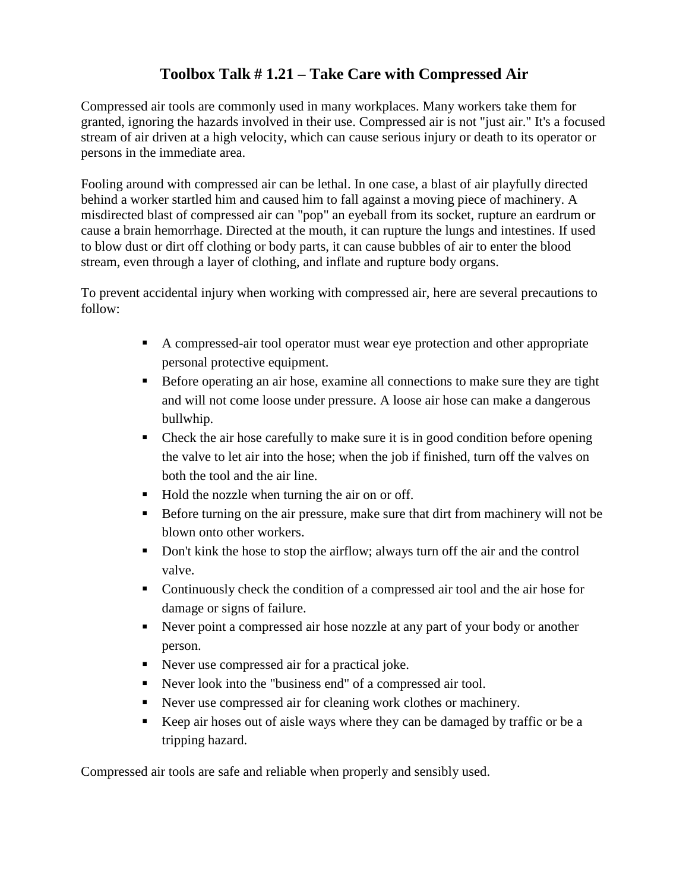# Toolbox Talk # 1.21 – Take Care with Compressed Air

Compressed air tools are commonly used in many workplaces. Many workers take them for granted, ignoring the hazards involved in their use. Compressed air is not "just air." It's a focused stream of air driven at a high velocity, which can cause serious injury or death to its operator or persons in the immediate area.

Fooling around with compressed air can be lethal. In one case, a blast of air playfully directed behind a worker startled him and caused him to fall against a moving piece of machinery. A misdirected blast of compressed air can "pop" an eyeball from its socket, rupture an eardrum or cause a brain hemorrhage. Directed at the mouth, it can rupture the lungs and intestines. If used to blow dust or dirt off clothing or body parts, it can cause bubbles of air to enter the blood stream, even through a layer of clothing, and inflate and rupture body organs.

To prevent accidental injury when working with compressed air, here are several precautions to follow:

- A compressed-air tool operator must wear eye protection and other appropriate personal protective equipment.
- Before operating an air hose, examine all connections to make sure they are tight and will not come loose under pressure. A loose air hose can make a dangerous bullwhip.
- Check the air hose carefully to make sure it is in good condition before opening the valve to let air into the hose; when the job if finished, turn off the valves on both the tool and the air line.
- Hold the nozzle when turning the air on or off.
- Before turning on the air pressure, make sure that dirt from machinery will not be blown onto other workers.
- Don't kink the hose to stop the airflow; always turn off the air and the control valve.
- Continuously check the condition of a compressed air tool and the air hose for damage or signs of failure.
- Never point a compressed air hose nozzle at any part of your body or another person.
- Never use compressed air for a practical joke.
- Never look into the "business end" of a compressed air tool.
- Never use compressed air for cleaning work clothes or machinery.
- Keep air hoses out of aisle ways where they can be damaged by traffic or be a tripping hazard.

Compressed air tools are safe and reliable when properly and sensibly used.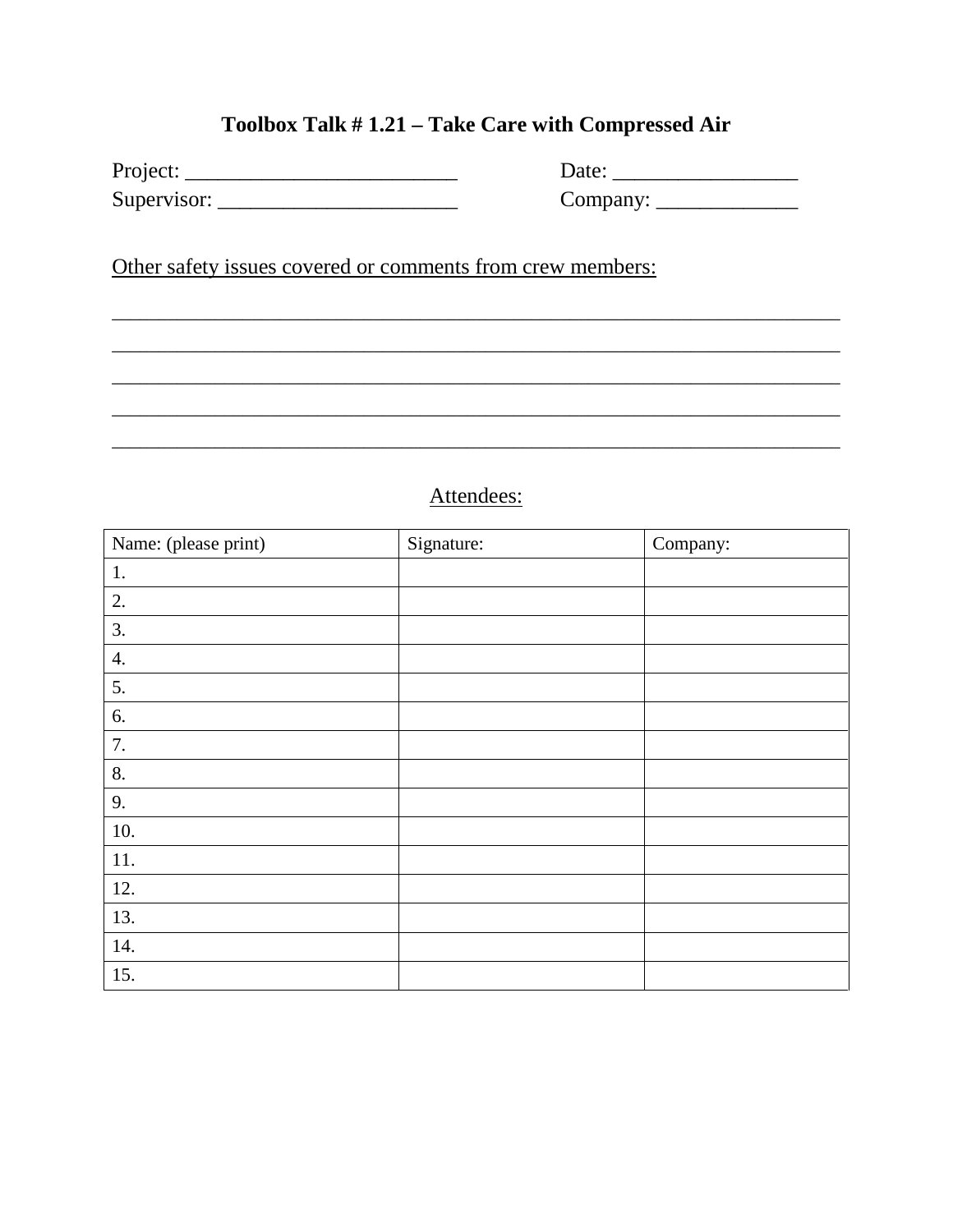# Toolbox Talk # 1.21 – Take Care with Compressed Air

Project: _________________________ Date: _________________

Supervisor: ______________________ Company: _____________

Other safety issues covered or comments from crew members:

___________________________________________________________________________

___________________________________________________________________________

___________________________________________________________________________

___________________________________________________________________________

___________________________________________________________________________

Attendees:

| Name: (please print) | Signature: | Company: |
|---|---|---|
| 1. | | |
| 2. | | |
| 3. | | |
| 4. | | |
| 5. | | |
| 6. | | |
| 7. | | |
| 8. | | |
| 9. | | |
| 10. | | |
| 11. | | |
| 12. | | |
| 13. | | |
| 14. | | |
| 15. | | |